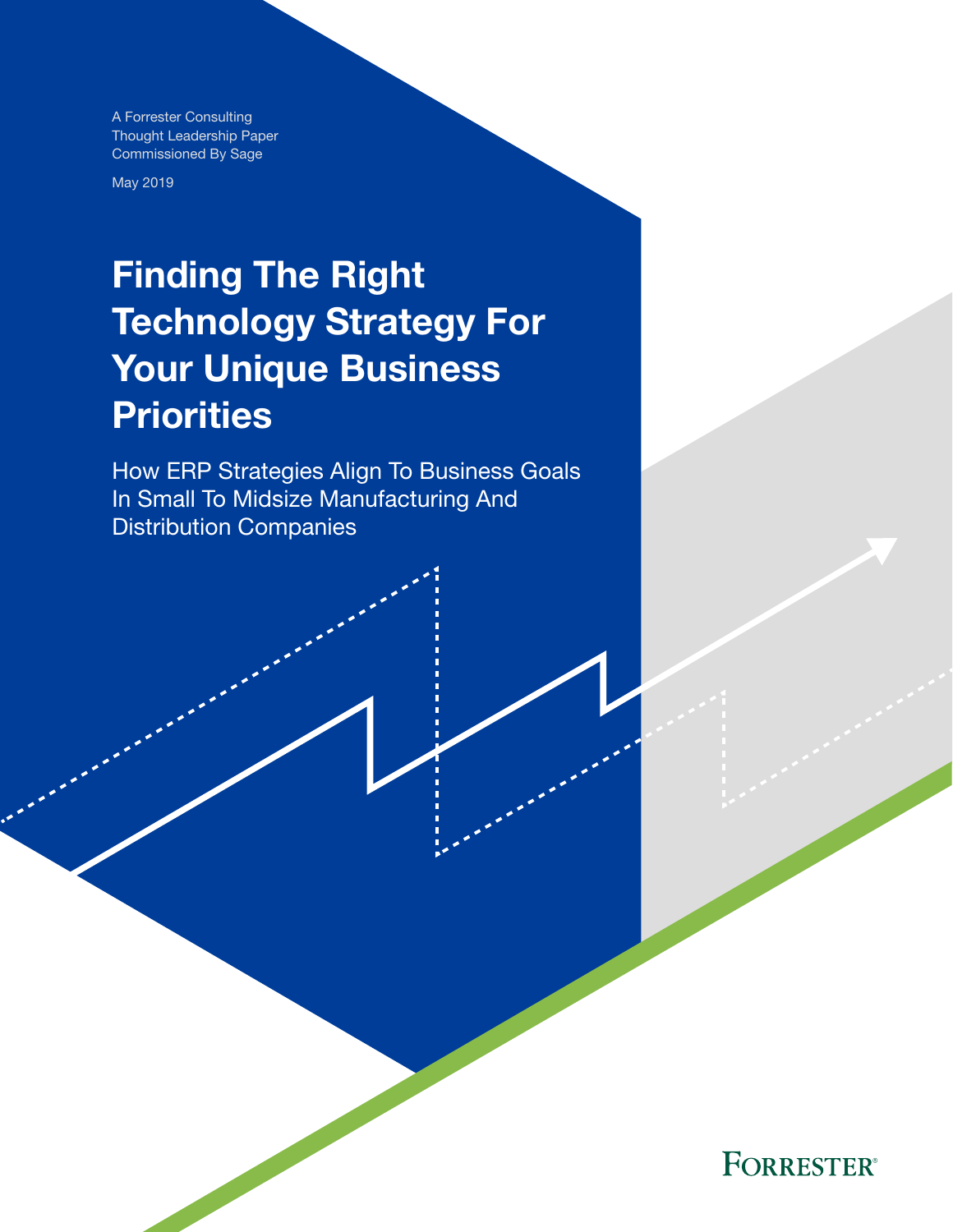A Forrester Consulting
Thought Leadership Paper
Commissioned By Sage

May 2019

# Finding The Right Technology Strategy For Your Unique Business Priorities

## How ERP Strategies Align To Business Goals In Small To Midsize Manufacturing And Distribution Companies

FORRESTER®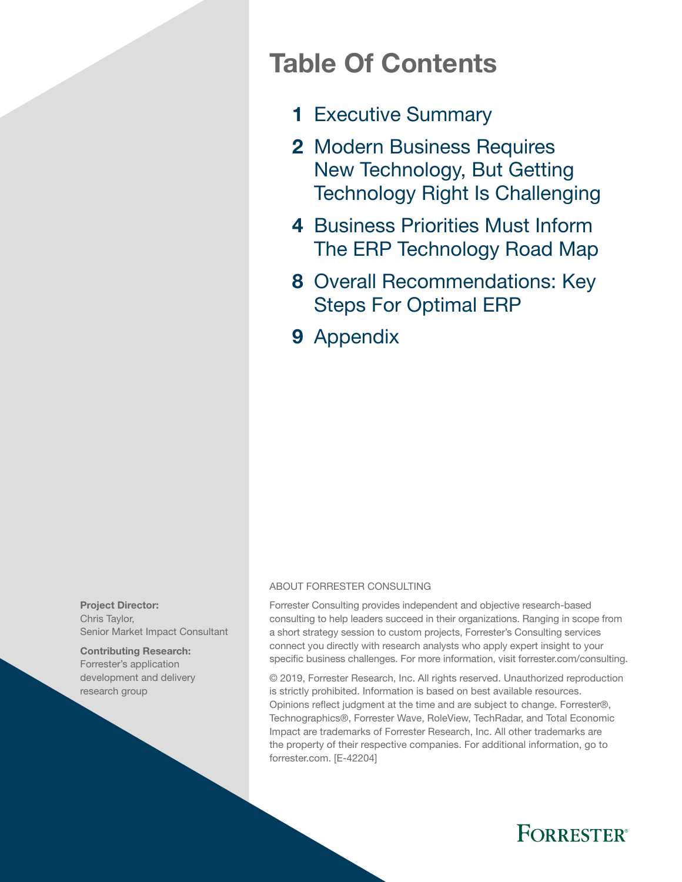# Table Of Contents

**1** Executive Summary

**2** Modern Business Requires New Technology, But Getting Technology Right Is Challenging

**4** Business Priorities Must Inform The ERP Technology Road Map

**8** Overall Recommendations: Key Steps For Optimal ERP

**9** Appendix

**Project Director:**
Chris Taylor,
Senior Market Impact Consultant

**Contributing Research:**
Forrester's application development and delivery research group

ABOUT FORRESTER CONSULTING

Forrester Consulting provides independent and objective research-based consulting to help leaders succeed in their organizations. Ranging in scope from a short strategy session to custom projects, Forrester's Consulting services connect you directly with research analysts who apply expert insight to your specific business challenges. For more information, visit forrester.com/consulting.

© 2019, Forrester Research, Inc. All rights reserved. Unauthorized reproduction is strictly prohibited. Information is based on best available resources. Opinions reflect judgment at the time and are subject to change. Forrester®, Technographics®, Forrester Wave, RoleView, TechRadar, and Total Economic Impact are trademarks of Forrester Research, Inc. All other trademarks are the property of their respective companies. For additional information, go to forrester.com. [E-42204]

FORRESTER®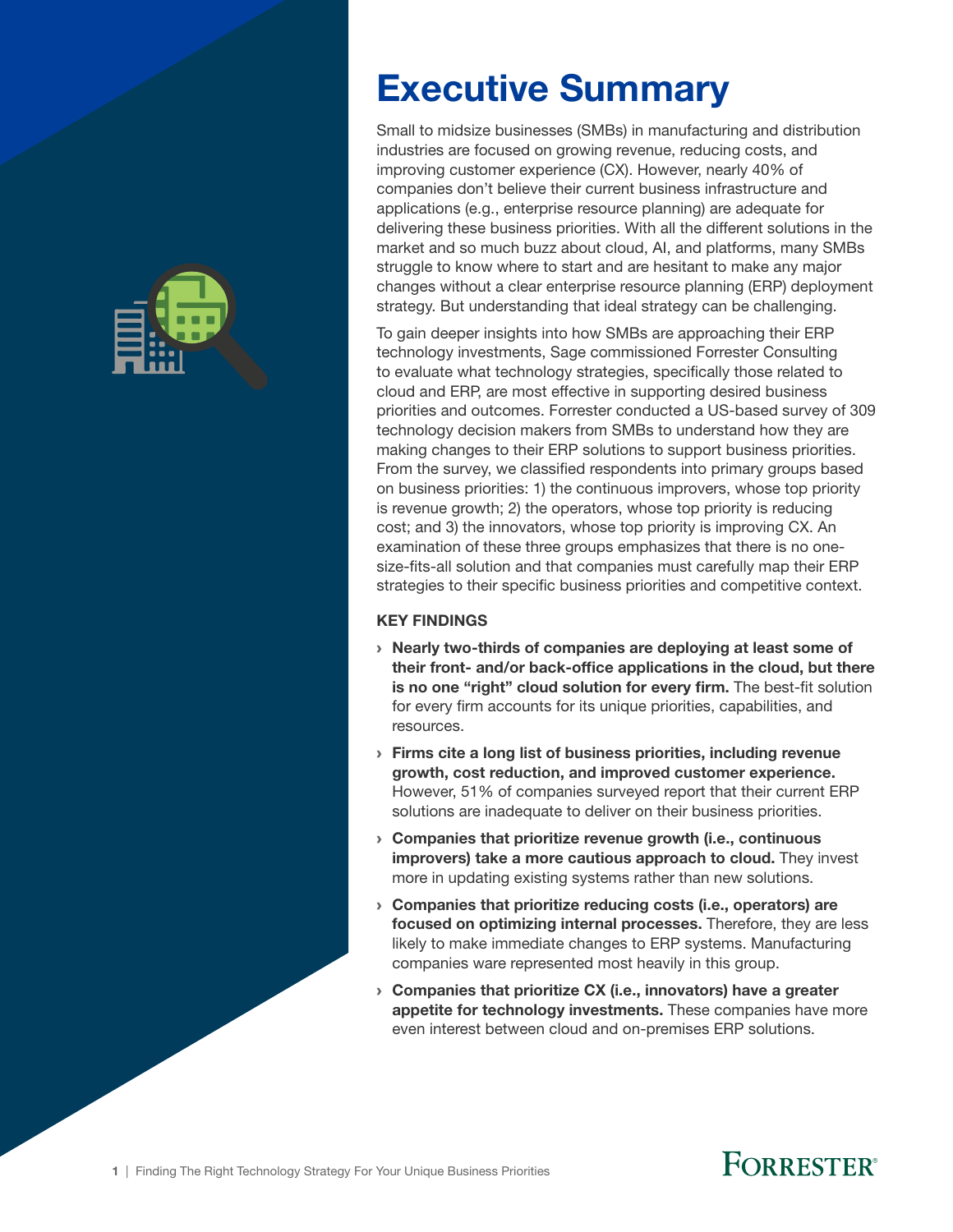# Executive Summary

Small to midsize businesses (SMBs) in manufacturing and distribution industries are focused on growing revenue, reducing costs, and improving customer experience (CX). However, nearly 40% of companies don't believe their current business infrastructure and applications (e.g., enterprise resource planning) are adequate for delivering these business priorities. With all the different solutions in the market and so much buzz about cloud, AI, and platforms, many SMBs struggle to know where to start and are hesitant to make any major changes without a clear enterprise resource planning (ERP) deployment strategy. But understanding that ideal strategy can be challenging.

To gain deeper insights into how SMBs are approaching their ERP technology investments, Sage commissioned Forrester Consulting to evaluate what technology strategies, specifically those related to cloud and ERP, are most effective in supporting desired business priorities and outcomes. Forrester conducted a US-based survey of 309 technology decision makers from SMBs to understand how they are making changes to their ERP solutions to support business priorities. From the survey, we classified respondents into primary groups based on business priorities: 1) the continuous improvers, whose top priority is revenue growth; 2) the operators, whose top priority is reducing cost; and 3) the innovators, whose top priority is improving CX. An examination of these three groups emphasizes that there is no one-size-fits-all solution and that companies must carefully map their ERP strategies to their specific business priorities and competitive context.

### KEY FINDINGS

- **Nearly two-thirds of companies are deploying at least some of their front- and/or back-office applications in the cloud, but there is no one "right" cloud solution for every firm.** The best-fit solution for every firm accounts for its unique priorities, capabilities, and resources.
- **Firms cite a long list of business priorities, including revenue growth, cost reduction, and improved customer experience.** However, 51% of companies surveyed report that their current ERP solutions are inadequate to deliver on their business priorities.
- **Companies that prioritize revenue growth (i.e., continuous improvers) take a more cautious approach to cloud.** They invest more in updating existing systems rather than new solutions.
- **Companies that prioritize reducing costs (i.e., operators) are focused on optimizing internal processes.** Therefore, they are less likely to make immediate changes to ERP systems. Manufacturing companies ware represented most heavily in this group.
- **Companies that prioritize CX (i.e., innovators) have a greater appetite for technology investments.** These companies have more even interest between cloud and on-premises ERP solutions.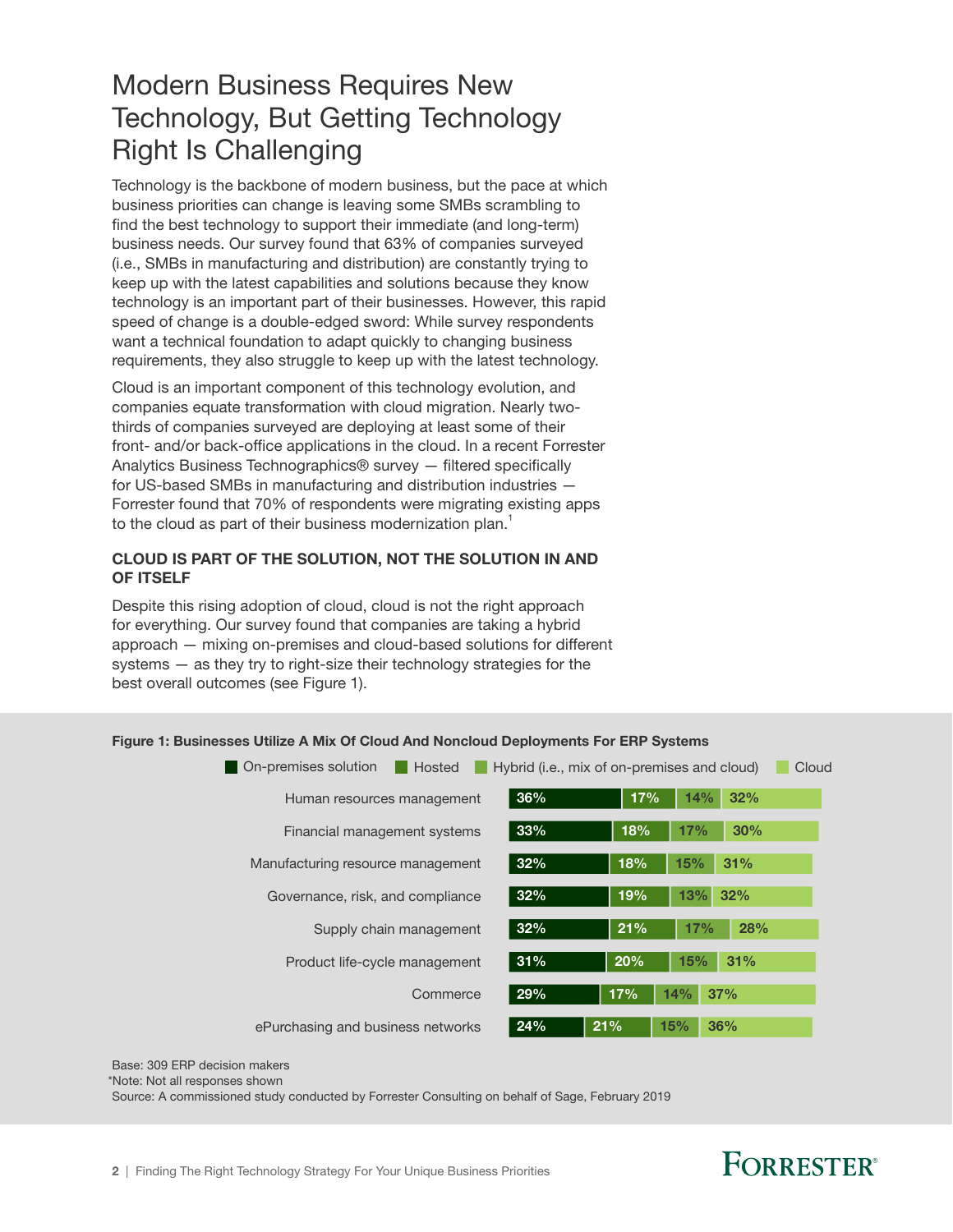# Modern Business Requires New Technology, But Getting Technology Right Is Challenging

Technology is the backbone of modern business, but the pace at which business priorities can change is leaving some SMBs scrambling to find the best technology to support their immediate (and long-term) business needs. Our survey found that 63% of companies surveyed (i.e., SMBs in manufacturing and distribution) are constantly trying to keep up with the latest capabilities and solutions because they know technology is an important part of their businesses. However, this rapid speed of change is a double-edged sword: While survey respondents want a technical foundation to adapt quickly to changing business requirements, they also struggle to keep up with the latest technology.

Cloud is an important component of this technology evolution, and companies equate transformation with cloud migration. Nearly two-thirds of companies surveyed are deploying at least some of their front- and/or back-office applications in the cloud. In a recent Forrester Analytics Business Technographics® survey — filtered specifically for US-based SMBs in manufacturing and distribution industries — Forrester found that 70% of respondents were migrating existing apps to the cloud as part of their business modernization plan.[1]

### CLOUD IS PART OF THE SOLUTION, NOT THE SOLUTION IN AND OF ITSELF

Despite this rising adoption of cloud, cloud is not the right approach for everything. Our survey found that companies are taking a hybrid approach — mixing on-premises and cloud-based solutions for different systems — as they try to right-size their technology strategies for the best overall outcomes (see Figure 1).

**Figure 1: Businesses Utilize A Mix Of Cloud And Noncloud Deployments For ERP Systems**

| | On-premises solution | Hosted | Hybrid (i.e., mix of on-premises and cloud) | Cloud |
|---|---|---|---|---|
| Human resources management | 36% | 17% | 14% | 32% |
| Financial management systems | 33% | 18% | 17% | 30% |
| Manufacturing resource management | 32% | 18% | 15% | 31% |
| Governance, risk, and compliance | 32% | 19% | 13% | 32% |
| Supply chain management | 32% | 21% | 17% | 28% |
| Product life-cycle management | 31% | 20% | 15% | 31% |
| Commerce | 29% | 17% | 14% | 37% |
| ePurchasing and business networks | 24% | 21% | 15% | 36% |

Base: 309 ERP decision makers

*Note: Not all responses shown

Source: A commissioned study conducted by Forrester Consulting on behalf of Sage, February 2019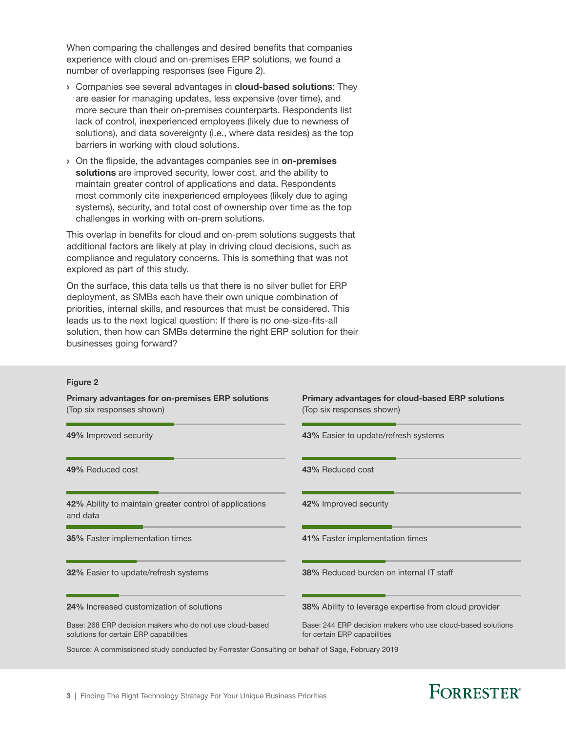When comparing the challenges and desired benefits that companies experience with cloud and on-premises ERP solutions, we found a number of overlapping responses (see Figure 2).

- Companies see several advantages in **cloud-based solutions**: They are easier for managing updates, less expensive (over time), and more secure than their on-premises counterparts. Respondents list lack of control, inexperienced employees (likely due to newness of solutions), and data sovereignty (i.e., where data resides) as the top barriers in working with cloud solutions.
- On the flipside, the advantages companies see in **on-premises solutions** are improved security, lower cost, and the ability to maintain greater control of applications and data. Respondents most commonly cite inexperienced employees (likely due to aging systems), security, and total cost of ownership over time as the top challenges in working with on-prem solutions.

This overlap in benefits for cloud and on-prem solutions suggests that additional factors are likely at play in driving cloud decisions, such as compliance and regulatory concerns. This is something that was not explored as part of this study.

On the surface, this data tells us that there is no silver bullet for ERP deployment, as SMBs each have their own unique combination of priorities, internal skills, and resources that must be considered. This leads us to the next logical question: If there is no one-size-fits-all solution, then how can SMBs determine the right ERP solution for their businesses going forward?

**Figure 2**

**Primary advantages for on-premises ERP solutions**
(Top six responses shown)

- **49%** Improved security
- **49%** Reduced cost
- **42%** Ability to maintain greater control of applications and data
- **35%** Faster implementation times
- **32%** Easier to update/refresh systems
- **24%** Increased customization of solutions

Base: 268 ERP decision makers who do not use cloud-based solutions for certain ERP capabilities

**Primary advantages for cloud-based ERP solutions**
(Top six responses shown)

- **43%** Easier to update/refresh systems
- **43%** Reduced cost
- **42%** Improved security
- **41%** Faster implementation times
- **38%** Reduced burden on internal IT staff
- **38%** Ability to leverage expertise from cloud provider

Base: 244 ERP decision makers who use cloud-based solutions for certain ERP capabilities

Source: A commissioned study conducted by Forrester Consulting on behalf of Sage, February 2019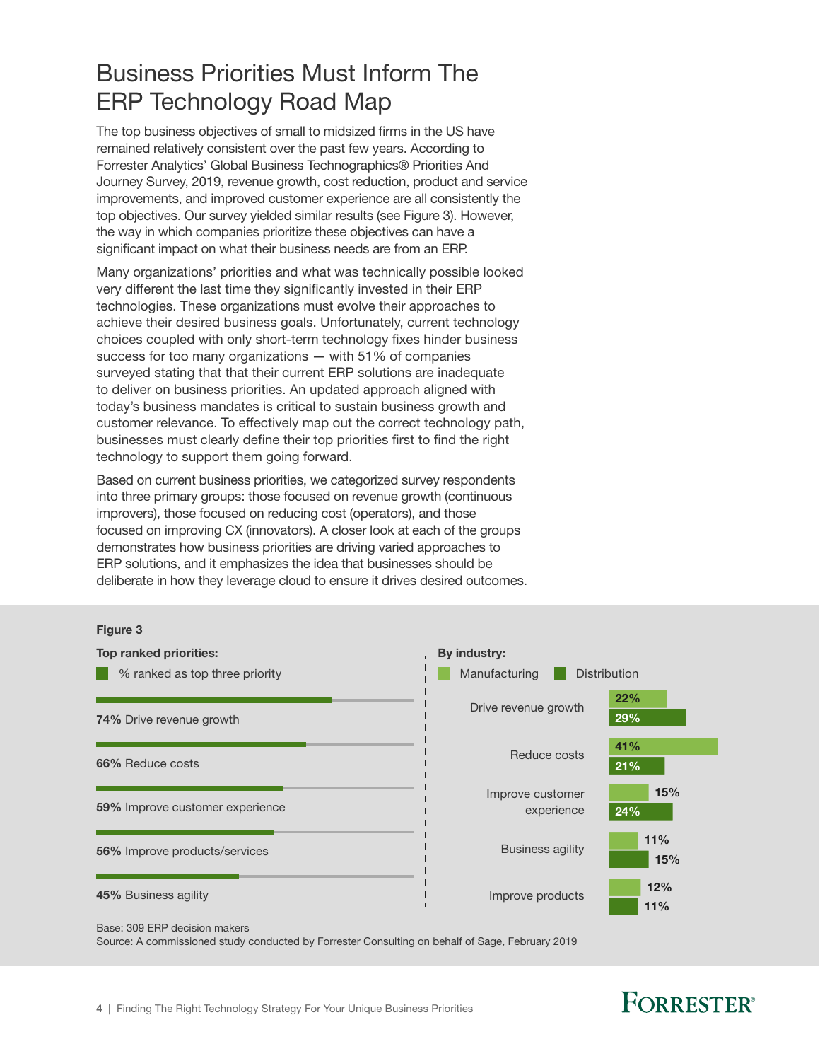# Business Priorities Must Inform The ERP Technology Road Map

The top business objectives of small to midsized firms in the US have remained relatively consistent over the past few years. According to Forrester Analytics' Global Business Technographics® Priorities And Journey Survey, 2019, revenue growth, cost reduction, product and service improvements, and improved customer experience are all consistently the top objectives. Our survey yielded similar results (see Figure 3). However, the way in which companies prioritize these objectives can have a significant impact on what their business needs are from an ERP.

Many organizations' priorities and what was technically possible looked very different the last time they significantly invested in their ERP technologies. These organizations must evolve their approaches to achieve their desired business goals. Unfortunately, current technology choices coupled with only short-term technology fixes hinder business success for too many organizations — with 51% of companies surveyed stating that that their current ERP solutions are inadequate to deliver on business priorities. An updated approach aligned with today's business mandates is critical to sustain business growth and customer relevance. To effectively map out the correct technology path, businesses must clearly define their top priorities first to find the right technology to support them going forward.

Based on current business priorities, we categorized survey respondents into three primary groups: those focused on revenue growth (continuous improvers), those focused on reducing cost (operators), and those focused on improving CX (innovators). A closer look at each of the groups demonstrates how business priorities are driving varied approaches to ERP solutions, and it emphasizes the idea that businesses should be deliberate in how they leverage cloud to ensure it drives desired outcomes.

**Figure 3**

**Top ranked priorities:**

| Priority | % ranked as top three priority |
|---|---|
| Drive revenue growth | 74% |
| Reduce costs | 66% |
| Improve customer experience | 59% |
| Improve products/services | 56% |
| Business agility | 45% |

**By industry:**

| Priority | Manufacturing | Distribution |
|---|---|---|
| Drive revenue growth | 22% | 29% |
| Reduce costs | 41% | 21% |
| Improve customer experience | 15% | 24% |
| Business agility | 11% | 15% |
| Improve products | 12% | 11% |

Base: 309 ERP decision makers

Source: A commissioned study conducted by Forrester Consulting on behalf of Sage, February 2019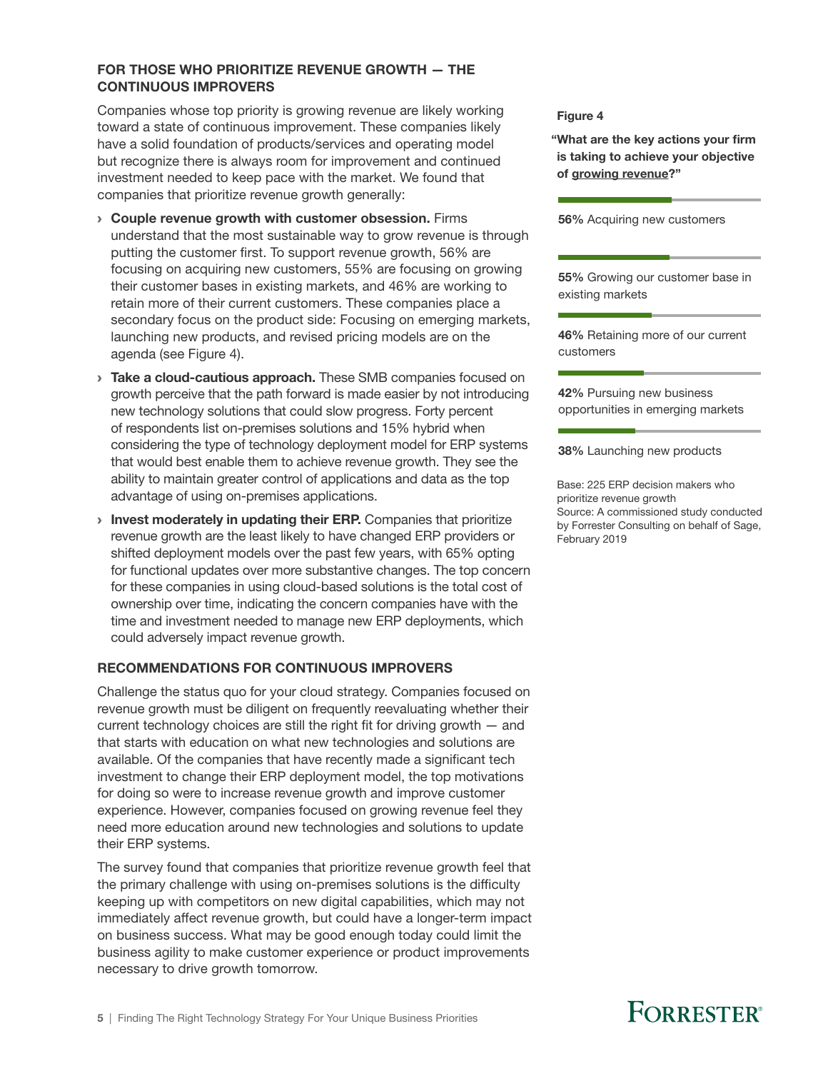## FOR THOSE WHO PRIORITIZE REVENUE GROWTH — THE CONTINUOUS IMPROVERS

Companies whose top priority is growing revenue are likely working toward a state of continuous improvement. These companies likely have a solid foundation of products/services and operating model but recognize there is always room for improvement and continued investment needed to keep pace with the market. We found that companies that prioritize revenue growth generally:

- **Couple revenue growth with customer obsession.** Firms understand that the most sustainable way to grow revenue is through putting the customer first. To support revenue growth, 56% are focusing on acquiring new customers, 55% are focusing on growing their customer bases in existing markets, and 46% are working to retain more of their current customers. These companies place a secondary focus on the product side: Focusing on emerging markets, launching new products, and revised pricing models are on the agenda (see Figure 4).
- **Take a cloud-cautious approach.** These SMB companies focused on growth perceive that the path forward is made easier by not introducing new technology solutions that could slow progress. Forty percent of respondents list on-premises solutions and 15% hybrid when considering the type of technology deployment model for ERP systems that would best enable them to achieve revenue growth. They see the ability to maintain greater control of applications and data as the top advantage of using on-premises applications.
- **Invest moderately in updating their ERP.** Companies that prioritize revenue growth are the least likely to have changed ERP providers or shifted deployment models over the past few years, with 65% opting for functional updates over more substantive changes. The top concern for these companies in using cloud-based solutions is the total cost of ownership over time, indicating the concern companies have with the time and investment needed to manage new ERP deployments, which could adversely impact revenue growth.

**Figure 4**

**"What are the key actions your firm is taking to achieve your objective of growing revenue?"**

**56%** Acquiring new customers

**55%** Growing our customer base in existing markets

**46%** Retaining more of our current customers

**42%** Pursuing new business opportunities in emerging markets

**38%** Launching new products

Base: 225 ERP decision makers who prioritize revenue growth
Source: A commissioned study conducted by Forrester Consulting on behalf of Sage, February 2019

## RECOMMENDATIONS FOR CONTINUOUS IMPROVERS

Challenge the status quo for your cloud strategy. Companies focused on revenue growth must be diligent on frequently reevaluating whether their current technology choices are still the right fit for driving growth — and that starts with education on what new technologies and solutions are available. Of the companies that have recently made a significant tech investment to change their ERP deployment model, the top motivations for doing so were to increase revenue growth and improve customer experience. However, companies focused on growing revenue feel they need more education around new technologies and solutions to update their ERP systems.

The survey found that companies that prioritize revenue growth feel that the primary challenge with using on-premises solutions is the difficulty keeping up with competitors on new digital capabilities, which may not immediately affect revenue growth, but could have a longer-term impact on business success. What may be good enough today could limit the business agility to make customer experience or product improvements necessary to drive growth tomorrow.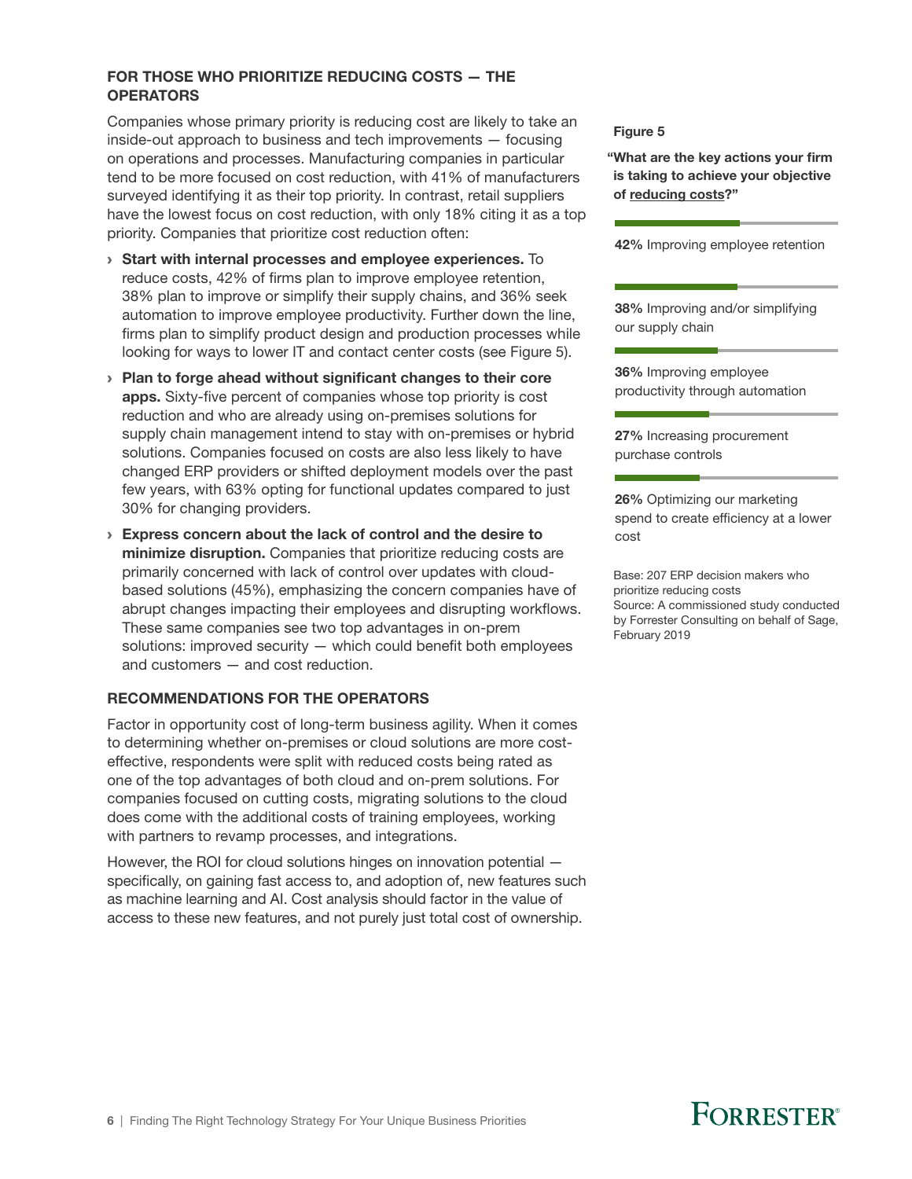### FOR THOSE WHO PRIORITIZE REDUCING COSTS — THE OPERATORS

Companies whose primary priority is reducing cost are likely to take an inside-out approach to business and tech improvements — focusing on operations and processes. Manufacturing companies in particular tend to be more focused on cost reduction, with 41% of manufacturers surveyed identifying it as their top priority. In contrast, retail suppliers have the lowest focus on cost reduction, with only 18% citing it as a top priority. Companies that prioritize cost reduction often:

- **Start with internal processes and employee experiences.** To reduce costs, 42% of firms plan to improve employee retention, 38% plan to improve or simplify their supply chains, and 36% seek automation to improve employee productivity. Further down the line, firms plan to simplify product design and production processes while looking for ways to lower IT and contact center costs (see Figure 5).
- **Plan to forge ahead without significant changes to their core apps.** Sixty-five percent of companies whose top priority is cost reduction and who are already using on-premises solutions for supply chain management intend to stay with on-premises or hybrid solutions. Companies focused on costs are also less likely to have changed ERP providers or shifted deployment models over the past few years, with 63% opting for functional updates compared to just 30% for changing providers.
- **Express concern about the lack of control and the desire to minimize disruption.** Companies that prioritize reducing costs are primarily concerned with lack of control over updates with cloud-based solutions (45%), emphasizing the concern companies have of abrupt changes impacting their employees and disrupting workflows. These same companies see two top advantages in on-prem solutions: improved security — which could benefit both employees and customers — and cost reduction.

**Figure 5**

**"What are the key actions your firm is taking to achieve your objective of reducing costs?"**

**42%** Improving employee retention

**38%** Improving and/or simplifying our supply chain

**36%** Improving employee productivity through automation

**27%** Increasing procurement purchase controls

**26%** Optimizing our marketing spend to create efficiency at a lower cost

Base: 207 ERP decision makers who prioritize reducing costs
Source: A commissioned study conducted by Forrester Consulting on behalf of Sage, February 2019

### RECOMMENDATIONS FOR THE OPERATORS

Factor in opportunity cost of long-term business agility. When it comes to determining whether on-premises or cloud solutions are more cost-effective, respondents were split with reduced costs being rated as one of the top advantages of both cloud and on-prem solutions. For companies focused on cutting costs, migrating solutions to the cloud does come with the additional costs of training employees, working with partners to revamp processes, and integrations.

However, the ROI for cloud solutions hinges on innovation potential — specifically, on gaining fast access to, and adoption of, new features such as machine learning and AI. Cost analysis should factor in the value of access to these new features, and not purely just total cost of ownership.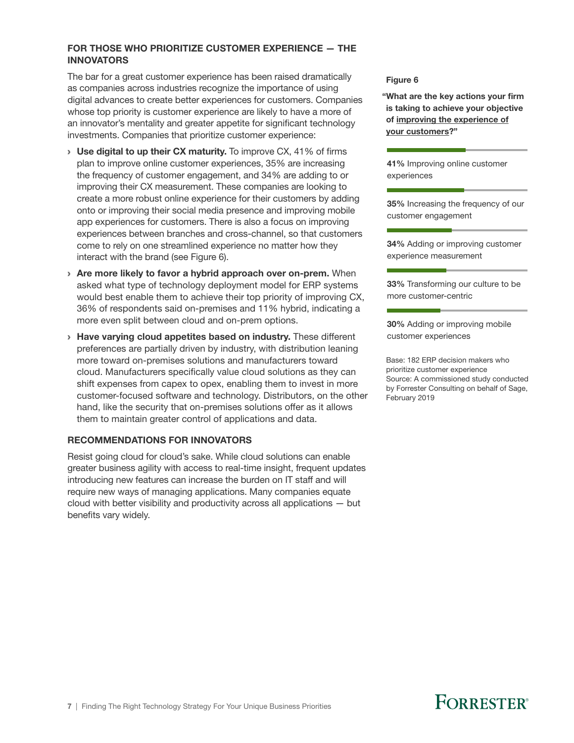### FOR THOSE WHO PRIORITIZE CUSTOMER EXPERIENCE — THE INNOVATORS

The bar for a great customer experience has been raised dramatically as companies across industries recognize the importance of using digital advances to create better experiences for customers. Companies whose top priority is customer experience are likely to have a more of an innovator's mentality and greater appetite for significant technology investments. Companies that prioritize customer experience:

- **Use digital to up their CX maturity.** To improve CX, 41% of firms plan to improve online customer experiences, 35% are increasing the frequency of customer engagement, and 34% are adding to or improving their CX measurement. These companies are looking to create a more robust online experience for their customers by adding onto or improving their social media presence and improving mobile app experiences for customers. There is also a focus on improving experiences between branches and cross-channel, so that customers come to rely on one streamlined experience no matter how they interact with the brand (see Figure 6).
- **Are more likely to favor a hybrid approach over on-prem.** When asked what type of technology deployment model for ERP systems would best enable them to achieve their top priority of improving CX, 36% of respondents said on-premises and 11% hybrid, indicating a more even split between cloud and on-prem options.
- **Have varying cloud appetites based on industry.** These different preferences are partially driven by industry, with distribution leaning more toward on-premises solutions and manufacturers toward cloud. Manufacturers specifically value cloud solutions as they can shift expenses from capex to opex, enabling them to invest in more customer-focused software and technology. Distributors, on the other hand, like the security that on-premises solutions offer as it allows them to maintain greater control of applications and data.

### RECOMMENDATIONS FOR INNOVATORS

Resist going cloud for cloud's sake. While cloud solutions can enable greater business agility with access to real-time insight, frequent updates introducing new features can increase the burden on IT staff and will require new ways of managing applications. Many companies equate cloud with better visibility and productivity across all applications — but benefits vary widely.

**Figure 6**

**"What are the key actions your firm is taking to achieve your objective of improving the experience of your customers?"**

**41%** Improving online customer experiences

**35%** Increasing the frequency of our customer engagement

**34%** Adding or improving customer experience measurement

**33%** Transforming our culture to be more customer-centric

**30%** Adding or improving mobile customer experiences

Base: 182 ERP decision makers who prioritize customer experience
Source: A commissioned study conducted by Forrester Consulting on behalf of Sage, February 2019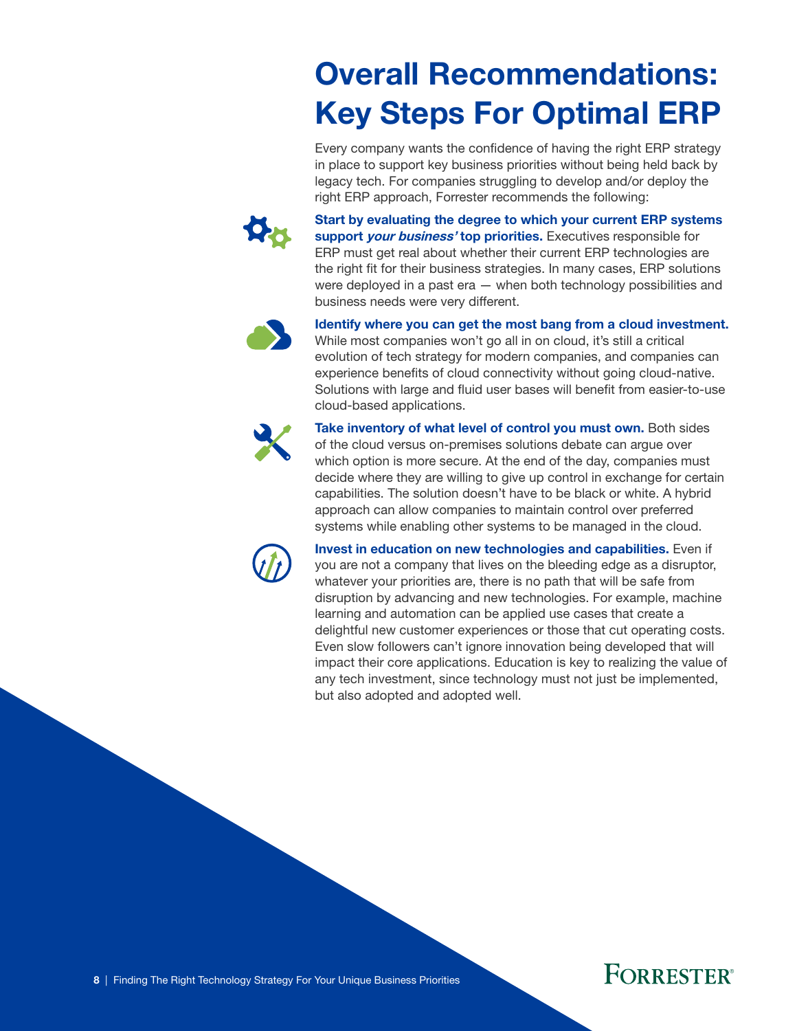# Overall Recommendations: Key Steps For Optimal ERP

Every company wants the confidence of having the right ERP strategy in place to support key business priorities without being held back by legacy tech. For companies struggling to develop and/or deploy the right ERP approach, Forrester recommends the following:

**Start by evaluating the degree to which your current ERP systems support *your business'* top priorities.** Executives responsible for ERP must get real about whether their current ERP technologies are the right fit for their business strategies. In many cases, ERP solutions were deployed in a past era — when both technology possibilities and business needs were very different.

**Identify where you can get the most bang from a cloud investment.** While most companies won't go all in on cloud, it's still a critical evolution of tech strategy for modern companies, and companies can experience benefits of cloud connectivity without going cloud-native. Solutions with large and fluid user bases will benefit from easier-to-use cloud-based applications.

**Take inventory of what level of control you must own.** Both sides of the cloud versus on-premises solutions debate can argue over which option is more secure. At the end of the day, companies must decide where they are willing to give up control in exchange for certain capabilities. The solution doesn't have to be black or white. A hybrid approach can allow companies to maintain control over preferred systems while enabling other systems to be managed in the cloud.

**Invest in education on new technologies and capabilities.** Even if you are not a company that lives on the bleeding edge as a disruptor, whatever your priorities are, there is no path that will be safe from disruption by advancing and new technologies. For example, machine learning and automation can be applied use cases that create a delightful new customer experiences or those that cut operating costs. Even slow followers can't ignore innovation being developed that will impact their core applications. Education is key to realizing the value of any tech investment, since technology must not just be implemented, but also adopted and adopted well.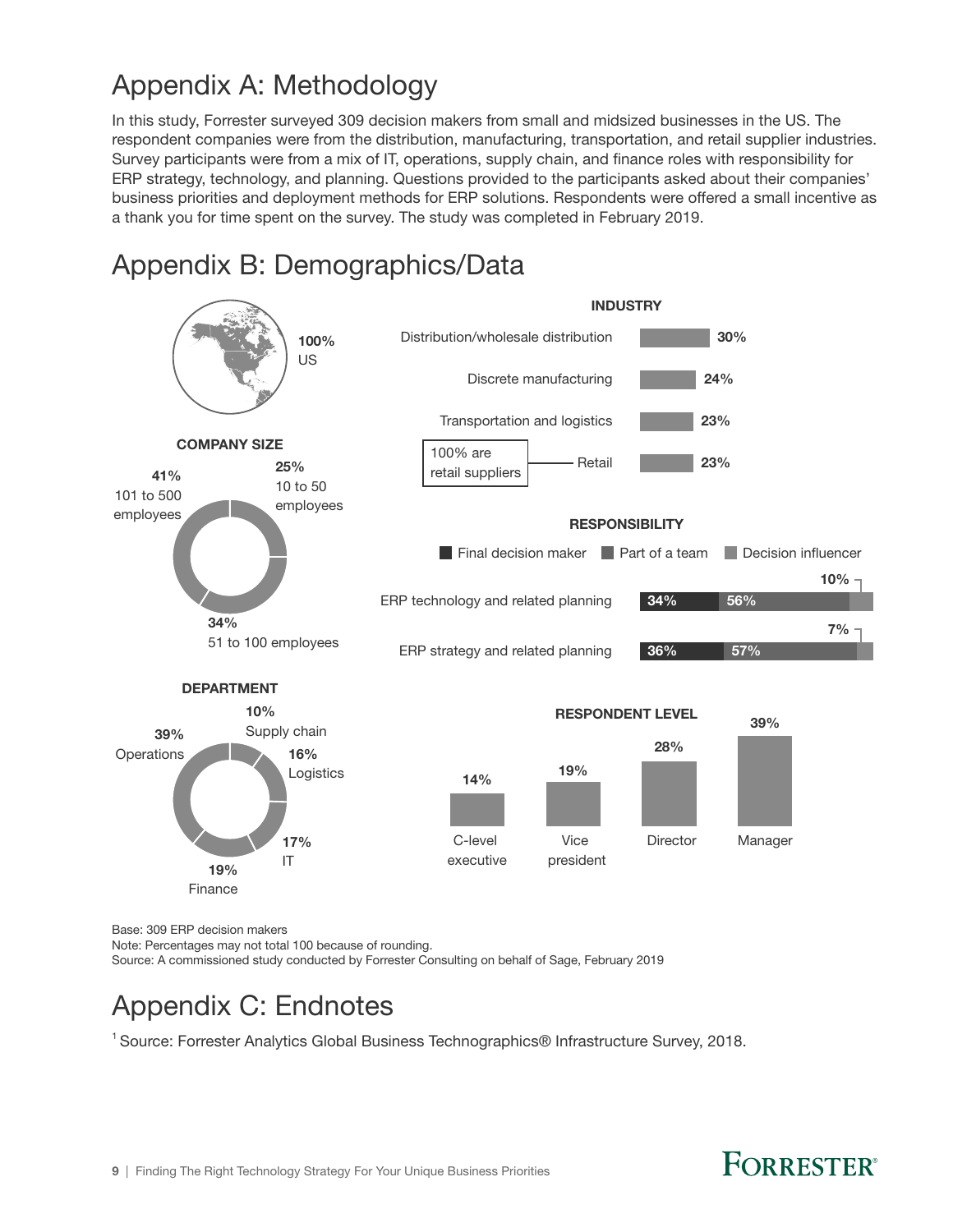# Appendix A: Methodology

In this study, Forrester surveyed 309 decision makers from small and midsized businesses in the US. The respondent companies were from the distribution, manufacturing, transportation, and retail supplier industries. Survey participants were from a mix of IT, operations, supply chain, and finance roles with responsibility for ERP strategy, technology, and planning. Questions provided to the participants asked about their companies' business priorities and deployment methods for ERP solutions. Respondents were offered a small incentive as a thank you for time spent on the survey. The study was completed in February 2019.

# Appendix B: Demographics/Data

100%
US

**COMPANY SIZE**

25%
10 to 50 employees

34%
51 to 100 employees

41%
101 to 500 employees

**INDUSTRY**

Distribution/wholesale distribution 30%

Discrete manufacturing 24%

Transportation and logistics 23%

Retail 23%

100% are retail suppliers

**RESPONSIBILITY**

Final decision maker | Part of a team | Decision influencer

ERP technology and related planning: 34% | 56% | 10%

ERP strategy and related planning: 36% | 57% | 7%

**DEPARTMENT**

10%
Supply chain

16%
Logistics

17%
IT

19%
Finance

39%
Operations

**RESPONDENT LEVEL**

C-level executive 14%

Vice president 19%

Director 28%

Manager 39%

Base: 309 ERP decision makers
Note: Percentages may not total 100 because of rounding.
Source: A commissioned study conducted by Forrester Consulting on behalf of Sage, February 2019

# Appendix C: Endnotes

[1] Source: Forrester Analytics Global Business Technographics® Infrastructure Survey, 2018.